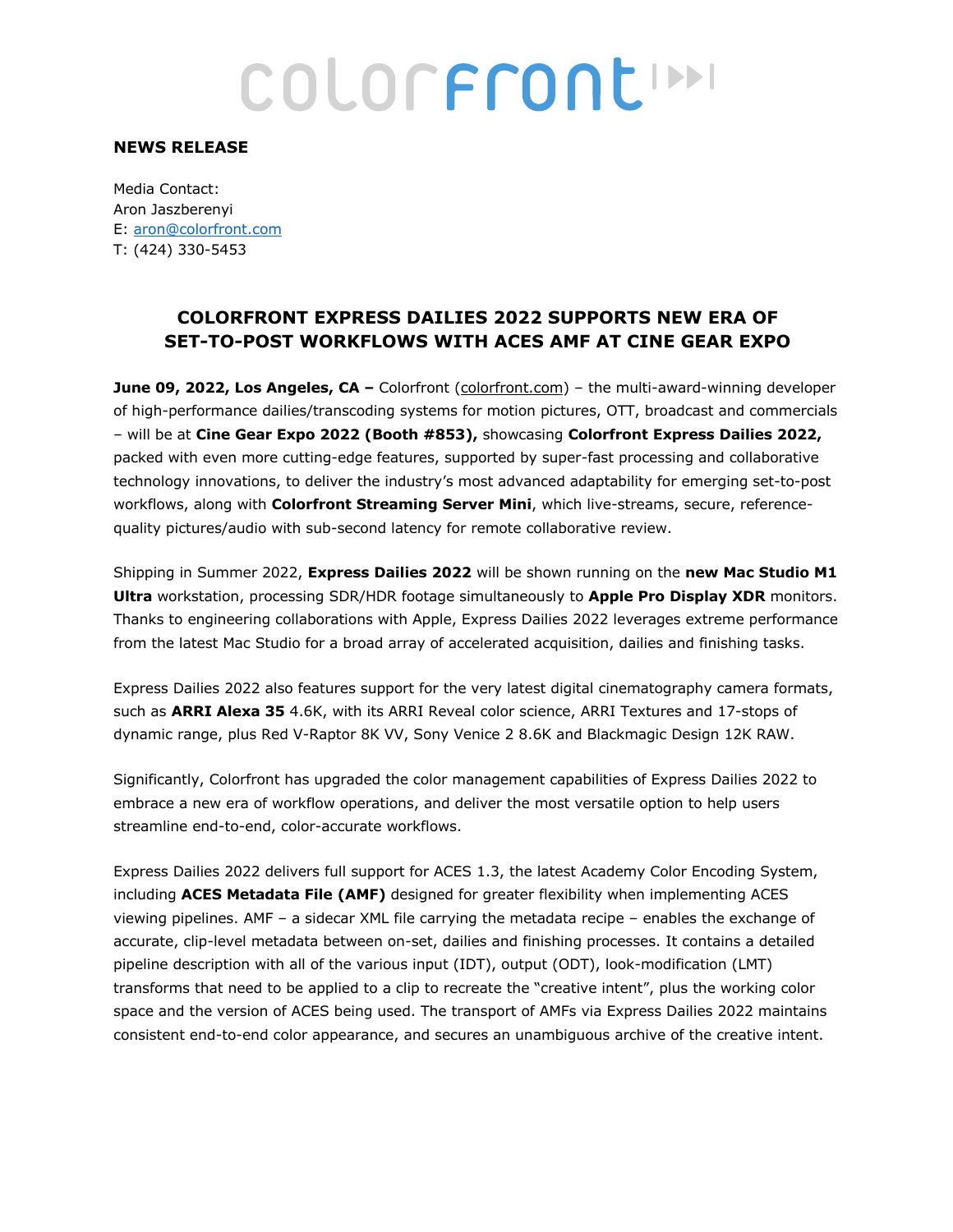# colorfront

**NEWS RELEASE**

Media Contact:
Aron Jaszberenyi
E: aron@colorfront.com
T: (424) 330-5453

## COLORFRONT EXPRESS DAILIES 2022 SUPPORTS NEW ERA OF SET-TO-POST WORKFLOWS WITH ACES AMF AT CINE GEAR EXPO

**June 09, 2022, Los Angeles, CA –** Colorfront (colorfront.com) – the multi-award-winning developer of high-performance dailies/transcoding systems for motion pictures, OTT, broadcast and commercials – will be at **Cine Gear Expo 2022 (Booth #853),** showcasing **Colorfront Express Dailies 2022,** packed with even more cutting-edge features, supported by super-fast processing and collaborative technology innovations, to deliver the industry's most advanced adaptability for emerging set-to-post workflows, along with **Colorfront Streaming Server Mini**, which live-streams, secure, reference-quality pictures/audio with sub-second latency for remote collaborative review.

Shipping in Summer 2022, **Express Dailies 2022** will be shown running on the **new Mac Studio M1 Ultra** workstation, processing SDR/HDR footage simultaneously to **Apple Pro Display XDR** monitors. Thanks to engineering collaborations with Apple, Express Dailies 2022 leverages extreme performance from the latest Mac Studio for a broad array of accelerated acquisition, dailies and finishing tasks.

Express Dailies 2022 also features support for the very latest digital cinematography camera formats, such as **ARRI Alexa 35** 4.6K, with its ARRI Reveal color science, ARRI Textures and 17-stops of dynamic range, plus Red V-Raptor 8K VV, Sony Venice 2 8.6K and Blackmagic Design 12K RAW.

Significantly, Colorfront has upgraded the color management capabilities of Express Dailies 2022 to embrace a new era of workflow operations, and deliver the most versatile option to help users streamline end-to-end, color-accurate workflows.

Express Dailies 2022 delivers full support for ACES 1.3, the latest Academy Color Encoding System, including **ACES Metadata File (AMF)** designed for greater flexibility when implementing ACES viewing pipelines. AMF – a sidecar XML file carrying the metadata recipe – enables the exchange of accurate, clip-level metadata between on-set, dailies and finishing processes. It contains a detailed pipeline description with all of the various input (IDT), output (ODT), look-modification (LMT) transforms that need to be applied to a clip to recreate the "creative intent", plus the working color space and the version of ACES being used. The transport of AMFs via Express Dailies 2022 maintains consistent end-to-end color appearance, and secures an unambiguous archive of the creative intent.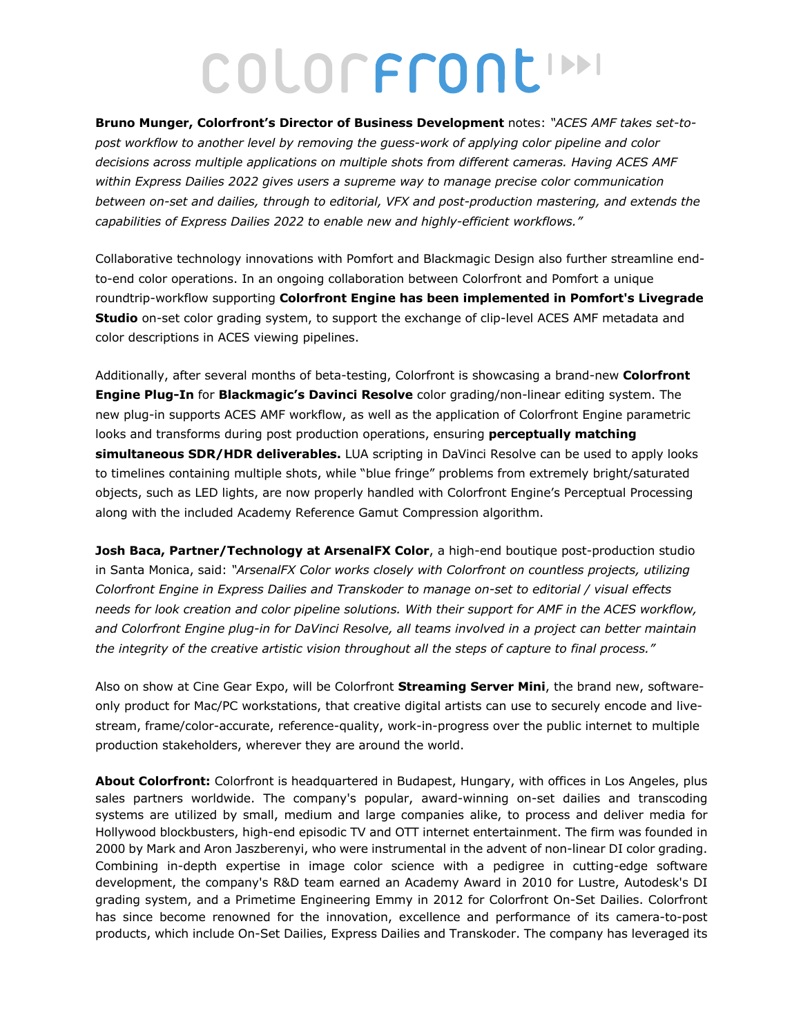**Bruno Munger, Colorfront's Director of Business Development** notes: *"ACES AMF takes set-to-post workflow to another level by removing the guess-work of applying color pipeline and color decisions across multiple applications on multiple shots from different cameras. Having ACES AMF within Express Dailies 2022 gives users a supreme way to manage precise color communication between on-set and dailies, through to editorial, VFX and post-production mastering, and extends the capabilities of Express Dailies 2022 to enable new and highly-efficient workflows."*

Collaborative technology innovations with Pomfort and Blackmagic Design also further streamline end-to-end color operations. In an ongoing collaboration between Colorfront and Pomfort a unique roundtrip-workflow supporting **Colorfront Engine has been implemented in Pomfort's Livegrade Studio** on-set color grading system, to support the exchange of clip-level ACES AMF metadata and color descriptions in ACES viewing pipelines.

Additionally, after several months of beta-testing, Colorfront is showcasing a brand-new **Colorfront Engine Plug-In** for **Blackmagic's Davinci Resolve** color grading/non-linear editing system. The new plug-in supports ACES AMF workflow, as well as the application of Colorfront Engine parametric looks and transforms during post production operations, ensuring **perceptually matching simultaneous SDR/HDR deliverables.** LUA scripting in DaVinci Resolve can be used to apply looks to timelines containing multiple shots, while "blue fringe" problems from extremely bright/saturated objects, such as LED lights, are now properly handled with Colorfront Engine's Perceptual Processing along with the included Academy Reference Gamut Compression algorithm.

**Josh Baca, Partner/Technology at ArsenalFX Color**, a high-end boutique post-production studio in Santa Monica, said: *"ArsenalFX Color works closely with Colorfront on countless projects, utilizing Colorfront Engine in Express Dailies and Transkoder to manage on-set to editorial / visual effects needs for look creation and color pipeline solutions. With their support for AMF in the ACES workflow, and Colorfront Engine plug-in for DaVinci Resolve, all teams involved in a project can better maintain the integrity of the creative artistic vision throughout all the steps of capture to final process."*

Also on show at Cine Gear Expo, will be Colorfront **Streaming Server Mini**, the brand new, software-only product for Mac/PC workstations, that creative digital artists can use to securely encode and live-stream, frame/color-accurate, reference-quality, work-in-progress over the public internet to multiple production stakeholders, wherever they are around the world.

**About Colorfront:** Colorfront is headquartered in Budapest, Hungary, with offices in Los Angeles, plus sales partners worldwide. The company's popular, award-winning on-set dailies and transcoding systems are utilized by small, medium and large companies alike, to process and deliver media for Hollywood blockbusters, high-end episodic TV and OTT internet entertainment. The firm was founded in 2000 by Mark and Aron Jaszberenyi, who were instrumental in the advent of non-linear DI color grading. Combining in-depth expertise in image color science with a pedigree in cutting-edge software development, the company's R&D team earned an Academy Award in 2010 for Lustre, Autodesk's DI grading system, and a Primetime Engineering Emmy in 2012 for Colorfront On-Set Dailies. Colorfront has since become renowned for the innovation, excellence and performance of its camera-to-post products, which include On-Set Dailies, Express Dailies and Transkoder. The company has leveraged its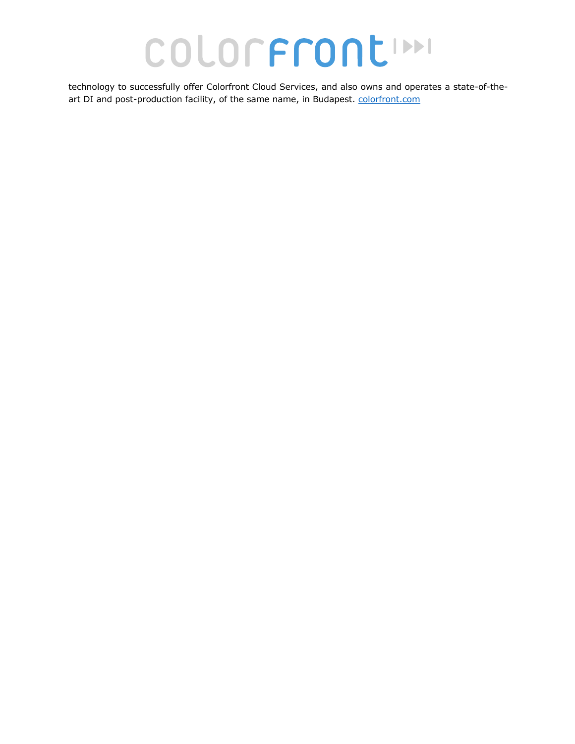technology to successfully offer Colorfront Cloud Services, and also owns and operates a state-of-the-art DI and post-production facility, of the same name, in Budapest. colorfront.com